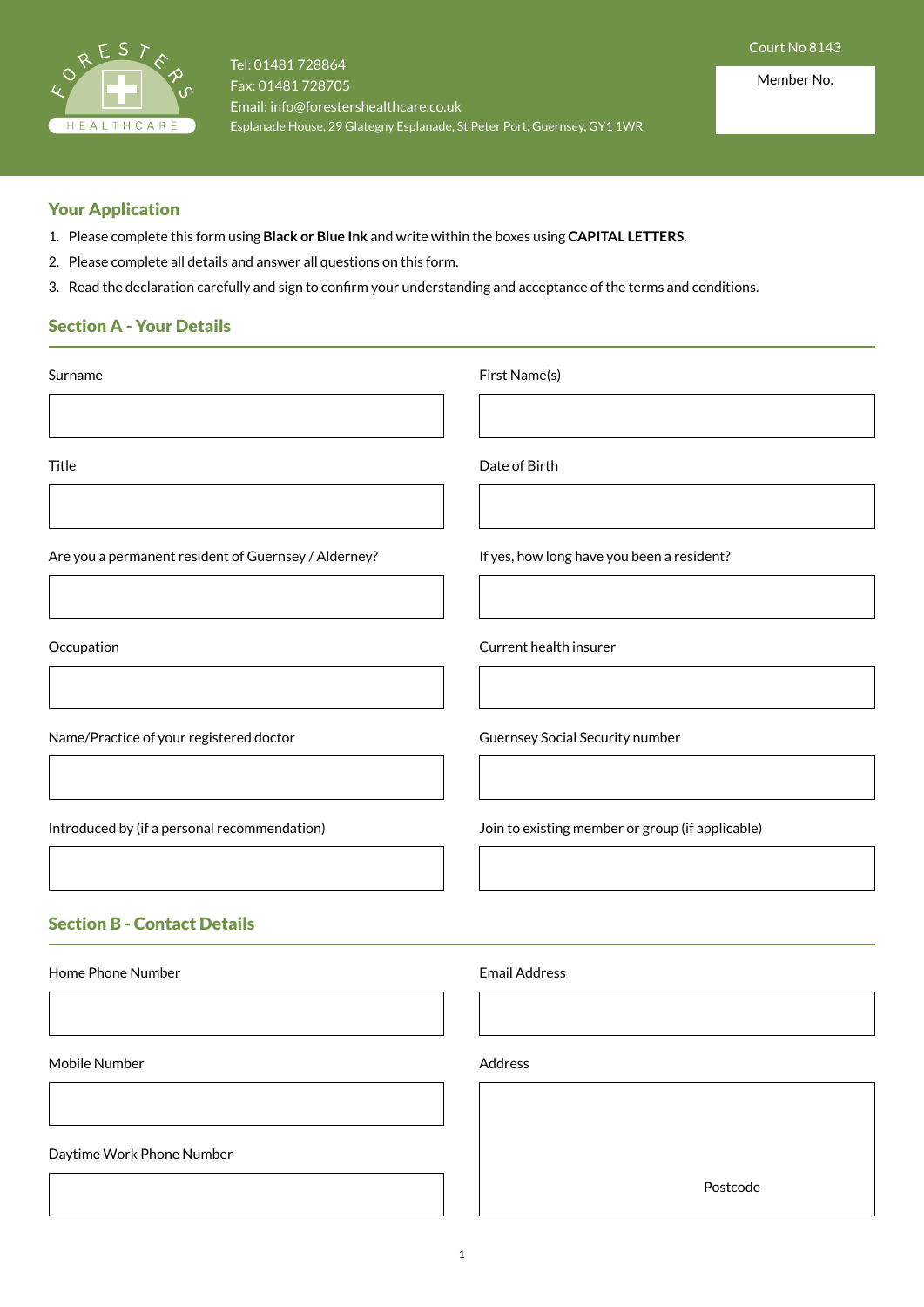FORESTERS HEALTHCARE

Tel: 01481 728864
Fax: 01481 728705
Email: info@forestershealthcare.co.uk
Esplanade House, 29 Glategny Esplanade, St Peter Port, Guernsey, GY1 1WR

Court No 8143

Member No.

## Your Application

1. Please complete this form using **Black or Blue Ink** and write within the boxes using **CAPITAL LETTERS**.
2. Please complete all details and answer all questions on this form.
3. Read the declaration carefully and sign to confirm your understanding and acceptance of the terms and conditions.

## Section A - Your Details

Surname

First Name(s)

Title

Date of Birth

Are you a permanent resident of Guernsey / Alderney?

If yes, how long have you been a resident?

Occupation

Current health insurer

Name/Practice of your registered doctor

Guernsey Social Security number

Introduced by (if a personal recommendation)

Join to existing member or group (if applicable)

## Section B - Contact Details

Home Phone Number

Email Address

Mobile Number

Address

Postcode

Daytime Work Phone Number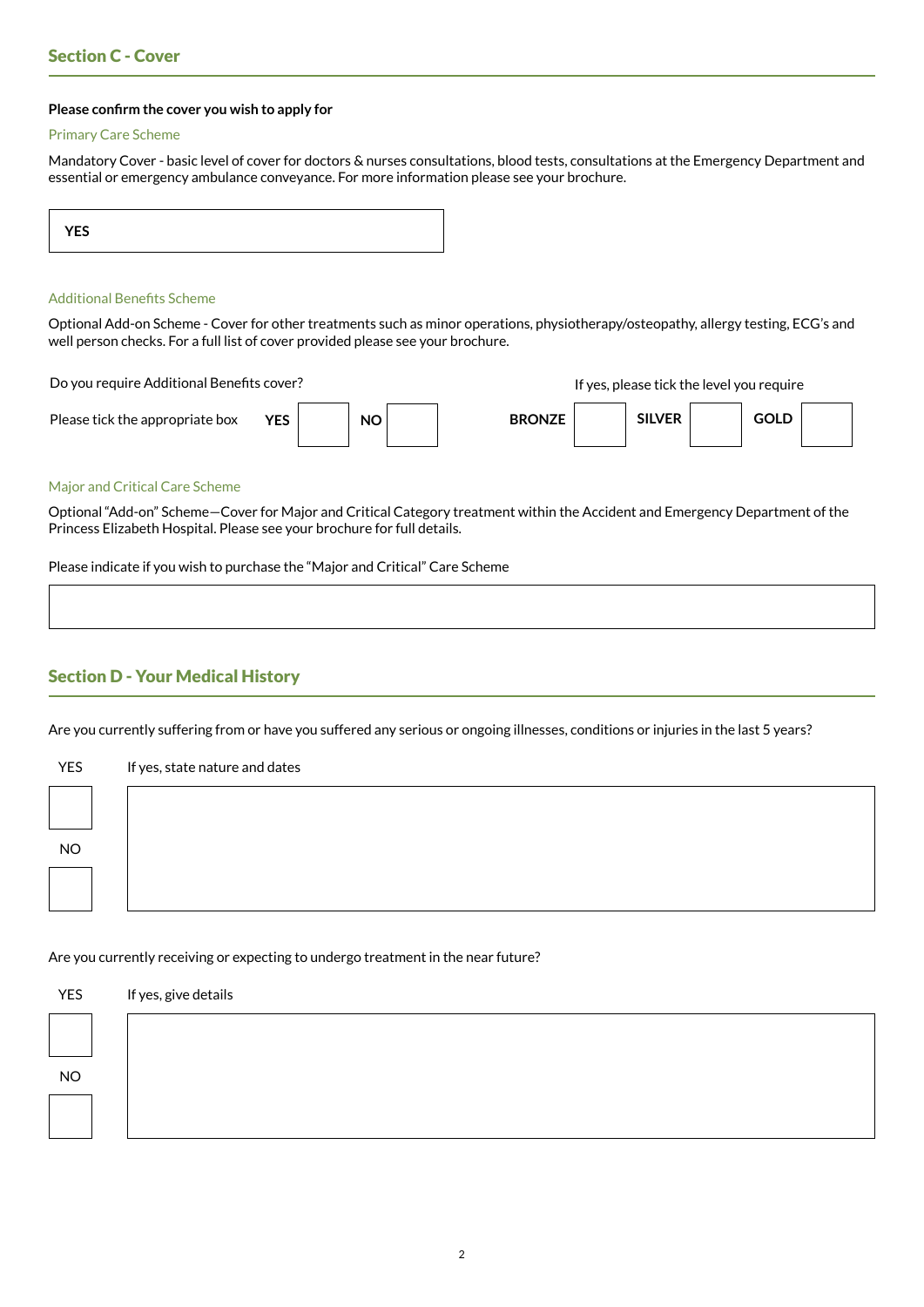## Section C - Cover

**Please confirm the cover you wish to apply for**

### Primary Care Scheme

Mandatory Cover - basic level of cover for doctors & nurses consultations, blood tests, consultations at the Emergency Department and essential or emergency ambulance conveyance. For more information please see your brochure.

| **YES** |
|---|

### Additional Benefits Scheme

Optional Add-on Scheme - Cover for other treatments such as minor operations, physiotherapy/osteopathy, allergy testing, ECG's and well person checks. For a full list of cover provided please see your brochure.

Do you require Additional Benefits cover?

Please tick the appropriate box **YES** ☐ **NO** ☐

If yes, please tick the level you require

**BRONZE** ☐ **SILVER** ☐ **GOLD** ☐

### Major and Critical Care Scheme

Optional "Add-on" Scheme—Cover for Major and Critical Category treatment within the Accident and Emergency Department of the Princess Elizabeth Hospital. Please see your brochure for full details.

Please indicate if you wish to purchase the "Major and Critical" Care Scheme

______________________________

## Section D - Your Medical History

Are you currently suffering from or have you suffered any serious or ongoing illnesses, conditions or injuries in the last 5 years?

YES ☐

NO ☐

If yes, state nature and dates

______________________________

Are you currently receiving or expecting to undergo treatment in the near future?

YES ☐

NO ☐

If yes, give details

______________________________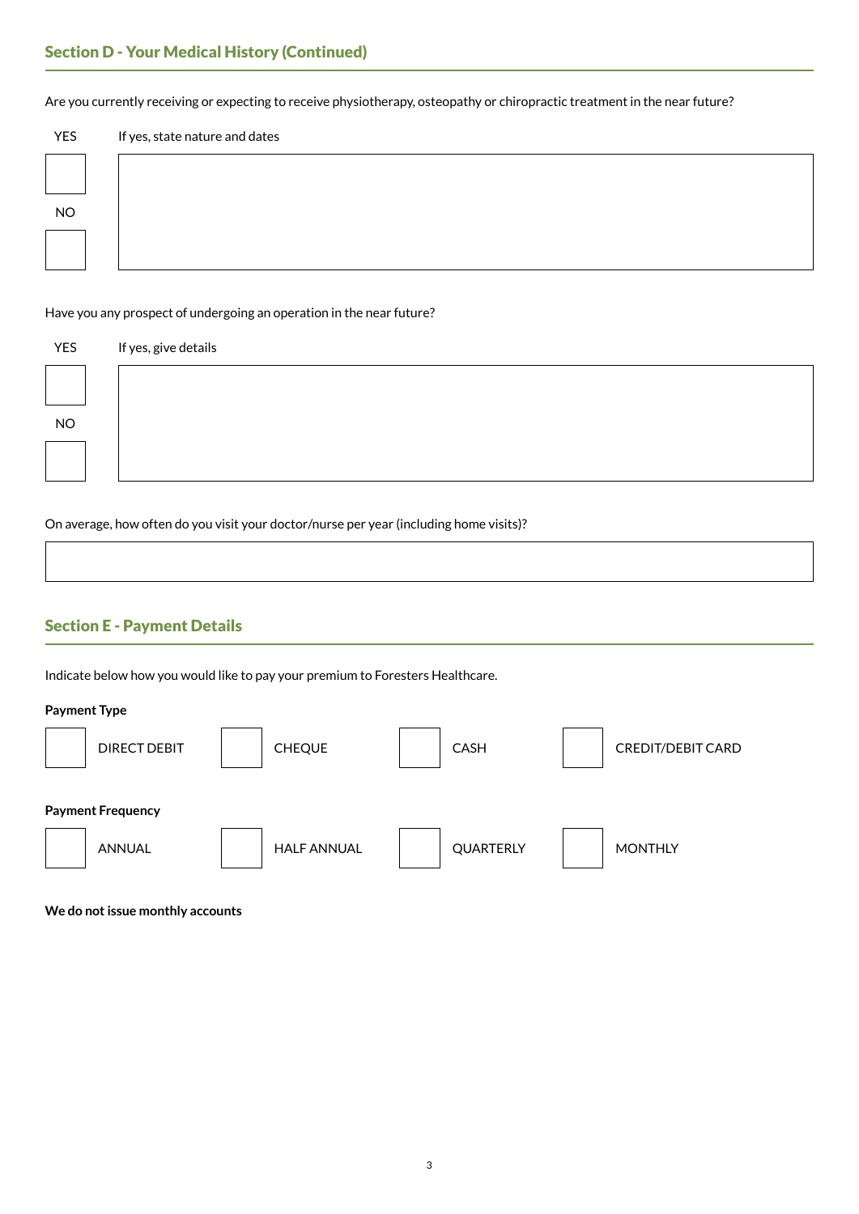## Section D - Your Medical History (Continued)

Are you currently receiving or expecting to receive physiotherapy, osteopathy or chiropractic treatment in the near future?

YES ☐ If yes, state nature and dates

NO ☐

Have you any prospect of undergoing an operation in the near future?

YES ☐ If yes, give details

NO ☐

On average, how often do you visit your doctor/nurse per year (including home visits)?

## Section E - Payment Details

Indicate below how you would like to pay your premium to Foresters Healthcare.

**Payment Type**

☐ DIRECT DEBIT ☐ CHEQUE ☐ CASH ☐ CREDIT/DEBIT CARD

**Payment Frequency**

☐ ANNUAL ☐ HALF ANNUAL ☐ QUARTERLY ☐ MONTHLY

**We do not issue monthly accounts**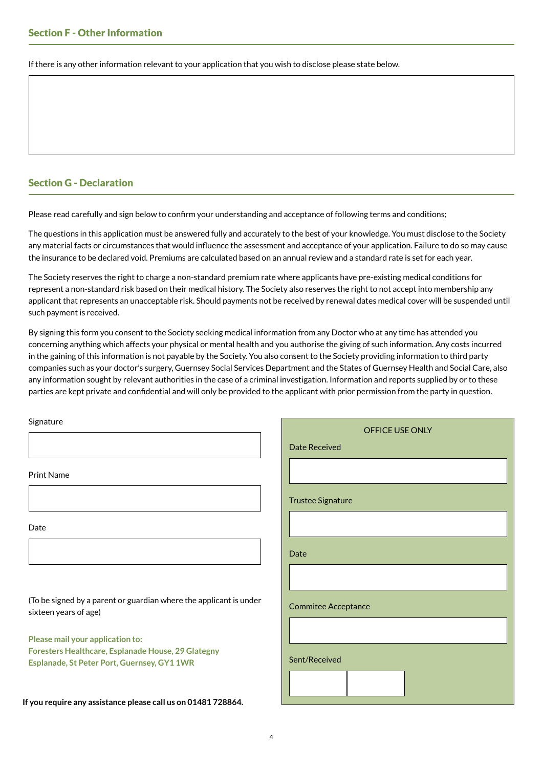## Section F - Other Information

If there is any other information relevant to your application that you wish to disclose please state below.

## Section G - Declaration

Please read carefully and sign below to confirm your understanding and acceptance of following terms and conditions;

The questions in this application must be answered fully and accurately to the best of your knowledge. You must disclose to the Society any material facts or circumstances that would influence the assessment and acceptance of your application. Failure to do so may cause the insurance to be declared void. Premiums are calculated based on an annual review and a standard rate is set for each year.

The Society reserves the right to charge a non-standard premium rate where applicants have pre-existing medical conditions for represent a non-standard risk based on their medical history. The Society also reserves the right to not accept into membership any applicant that represents an unacceptable risk. Should payments not be received by renewal dates medical cover will be suspended until such payment is received.

By signing this form you consent to the Society seeking medical information from any Doctor who at any time has attended you concerning anything which affects your physical or mental health and you authorise the giving of such information. Any costs incurred in the gaining of this information is not payable by the Society. You also consent to the Society providing information to third party companies such as your doctor's surgery, Guernsey Social Services Department and the States of Guernsey Health and Social Care, also any information sought by relevant authorities in the case of a criminal investigation. Information and reports supplied by or to these parties are kept private and confidential and will only be provided to the applicant with prior permission from the party in question.

Signature

Print Name

Date

(To be signed by a parent or guardian where the applicant is under sixteen years of age)

**Please mail your application to:**
**Foresters Healthcare, Esplanade House, 29 Glategny Esplanade, St Peter Port, Guernsey, GY1 1WR**

**If you require any assistance please call us on 01481 728864.**

OFFICE USE ONLY

Date Received

Trustee Signature

Date

Commitee Acceptance

Sent/Received